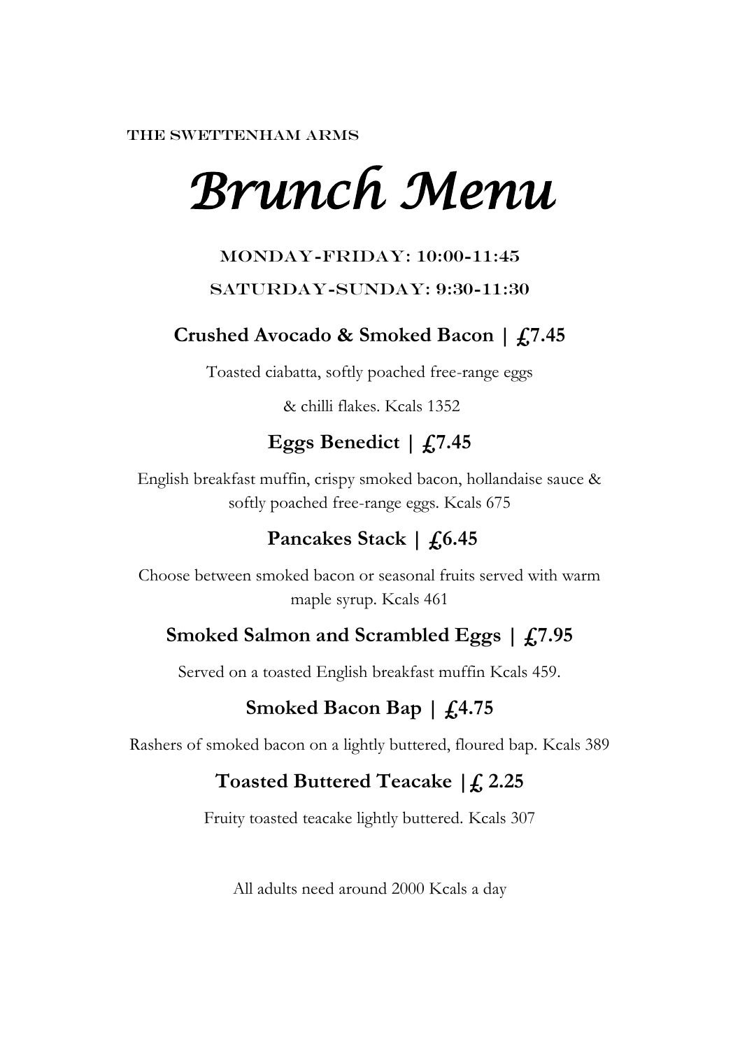THE SWETTENHAM ARMS

# *Brunch Menu*

MONDAY-FRIDAY: 10:00-11:45

SATURDAY-SUNDAY: 9:30-11:30

## Crushed Avocado & Smoked Bacon | £7.45

Toasted ciabatta, softly poached free-range eggs

& chilli flakes. Kcals 1352

## Eggs Benedict | £7.45

English breakfast muffin, crispy smoked bacon, hollandaise sauce & softly poached free-range eggs. Kcals 675

## Pancakes Stack | £6.45

Choose between smoked bacon or seasonal fruits served with warm maple syrup. Kcals 461

## Smoked Salmon and Scrambled Eggs | £7.95

Served on a toasted English breakfast muffin Kcals 459.

## Smoked Bacon Bap | £4.75

Rashers of smoked bacon on a lightly buttered, floured bap. Kcals 389

## Toasted Buttered Teacake |£ 2.25

Fruity toasted teacake lightly buttered. Kcals 307

All adults need around 2000 Kcals a day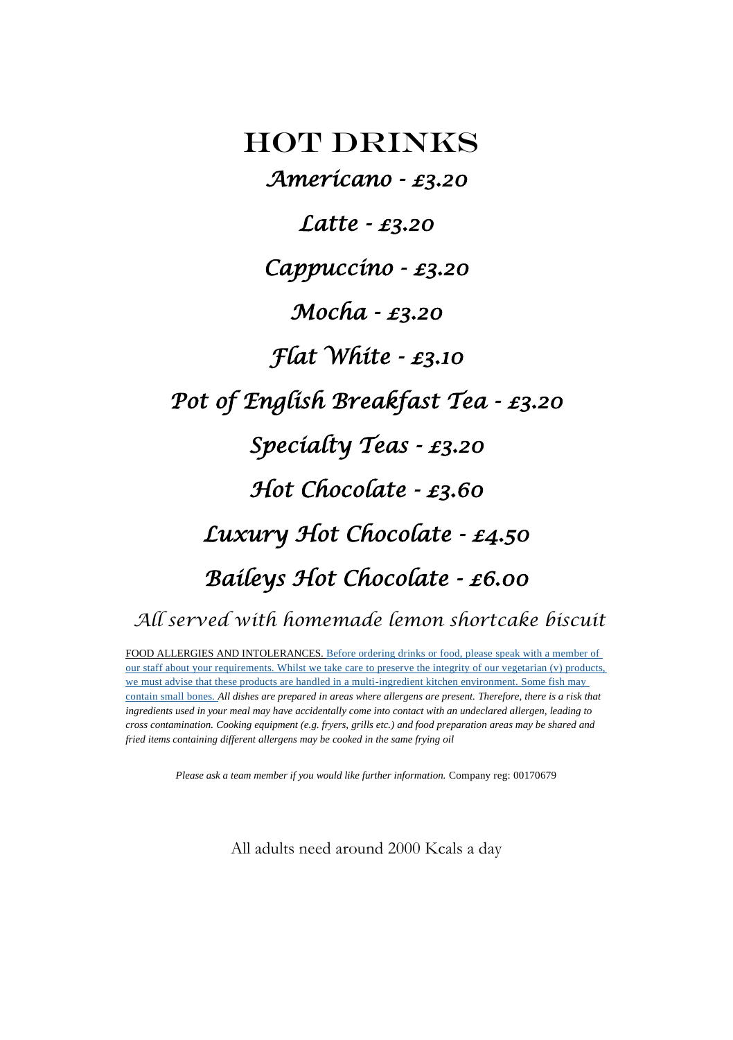# HOT DRINKS

*Americano - £3.20*

*Latte - £3.20*

*Cappuccino - £3.20*

*Mocha - £3.20*

*Flat White - £3.10*

*Pot of English Breakfast Tea - £3.20*

*Specialty Teas - £3.20*

*Hot Chocolate - £3.60*

*Luxury Hot Chocolate - £4.50*

*Baileys Hot Chocolate - £6.00*

*All served with homemade lemon shortcake biscuit*

FOOD ALLERGIES AND INTOLERANCES. Before ordering drinks or food, please speak with a member of our staff about your requirements. Whilst we take care to preserve the integrity of our vegetarian (v) products, we must advise that these products are handled in a multi-ingredient kitchen environment. Some fish may contain small bones. *All dishes are prepared in areas where allergens are present. Therefore, there is a risk that ingredients used in your meal may have accidentally come into contact with an undeclared allergen, leading to cross contamination. Cooking equipment (e.g. fryers, grills etc.) and food preparation areas may be shared and fried items containing different allergens may be cooked in the same frying oil*

*Please ask a team member if you would like further information.* Company reg: 00170679

All adults need around 2000 Kcals a day